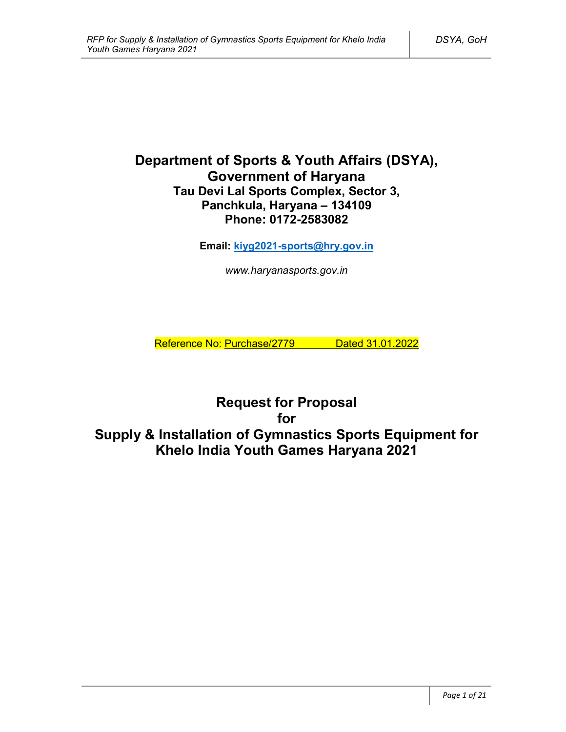# Department of Sports & Youth Affairs (DSYA), Government of Haryana

**Tau Devi Lal Sports Complex, Sector 3, Panchkula, Haryana – 134109**
**Phone: 0172-2583082**

**Email: kiyg2021-sports@hry.gov.in**

*www.haryanasports.gov.in*

Reference No: Purchase/2779 Dated 31.01.2022

# Request for Proposal for Supply & Installation of Gymnastics Sports Equipment for Khelo India Youth Games Haryana 2021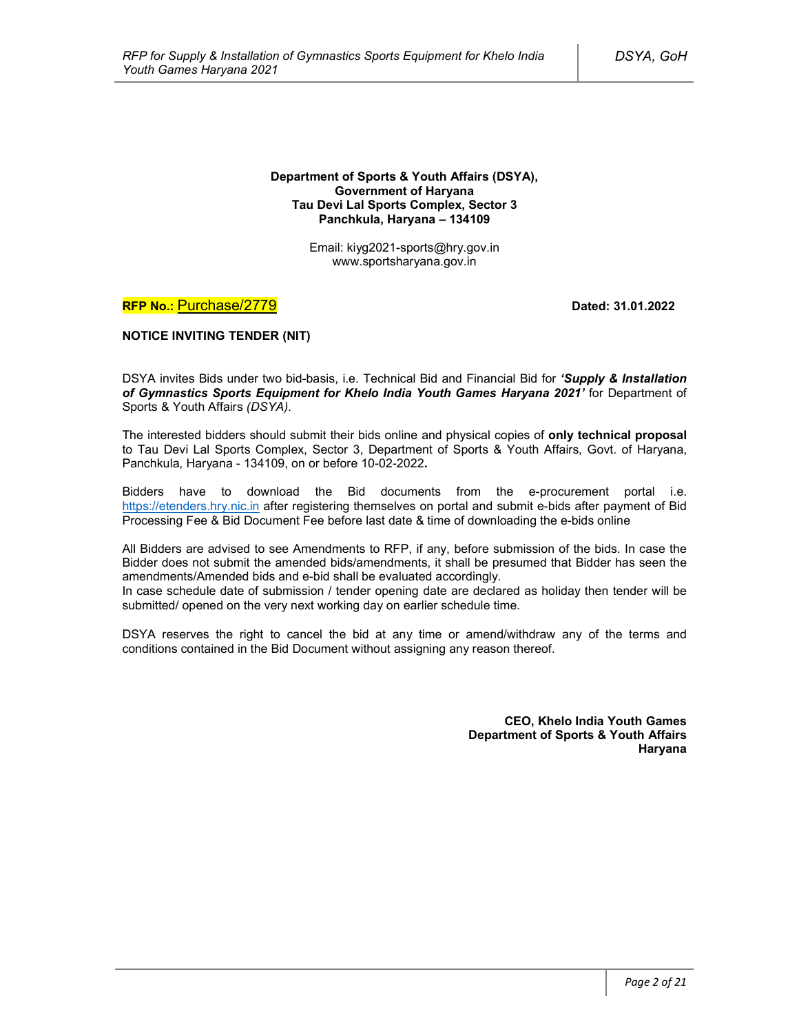**Department of Sports & Youth Affairs (DSYA),**
**Government of Haryana**
**Tau Devi Lal Sports Complex, Sector 3**
**Panchkula, Haryana – 134109**

Email: kiyg2021-sports@hry.gov.in
www.sportsharyana.gov.in

**RFP No.:** Purchase/2779 **Dated: 31.01.2022**

**NOTICE INVITING TENDER (NIT)**

DSYA invites Bids under two bid-basis, i.e. Technical Bid and Financial Bid for ***'Supply & Installation of Gymnastics Sports Equipment for Khelo India Youth Games Haryana 2021'*** for Department of Sports & Youth Affairs *(DSYA)*.

The interested bidders should submit their bids online and physical copies of **only technical proposal** to Tau Devi Lal Sports Complex, Sector 3, Department of Sports & Youth Affairs, Govt. of Haryana, Panchkula, Haryana - 134109, on or before 10-02-2022**.**

Bidders have to download the Bid documents from the e-procurement portal i.e. https://etenders.hry.nic.in after registering themselves on portal and submit e-bids after payment of Bid Processing Fee & Bid Document Fee before last date & time of downloading the e-bids online

All Bidders are advised to see Amendments to RFP, if any, before submission of the bids. In case the Bidder does not submit the amended bids/amendments, it shall be presumed that Bidder has seen the amendments/Amended bids and e-bid shall be evaluated accordingly.
In case schedule date of submission / tender opening date are declared as holiday then tender will be submitted/ opened on the very next working day on earlier schedule time.

DSYA reserves the right to cancel the bid at any time or amend/withdraw any of the terms and conditions contained in the Bid Document without assigning any reason thereof.

**CEO, Khelo India Youth Games**
**Department of Sports & Youth Affairs**
**Haryana**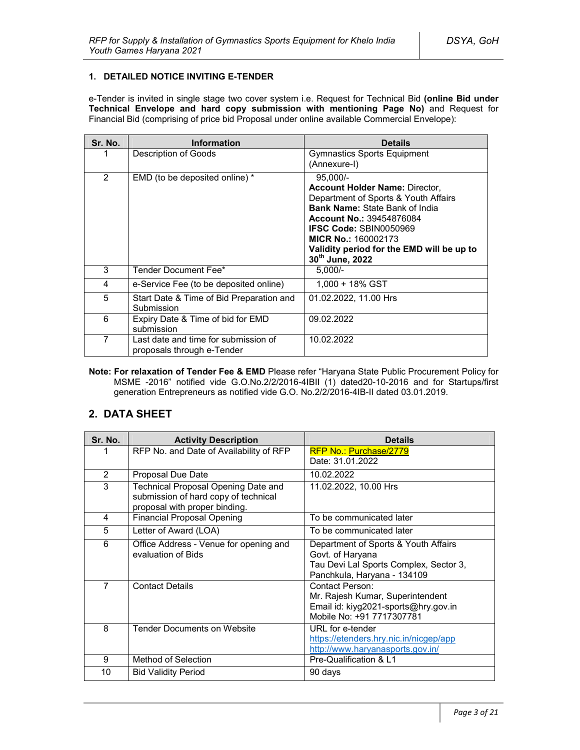### 1. DETAILED NOTICE INVITING E-TENDER

e-Tender is invited in single stage two cover system i.e. Request for Technical Bid **(online Bid under Technical Envelope and hard copy submission with mentioning Page No)** and Request for Financial Bid (comprising of price bid Proposal under online available Commercial Envelope):

| Sr. No. | Information | Details |
|---|---|---|
| 1 | Description of Goods | Gymnastics Sports Equipment (Annexure-I) |
| 2 | EMD (to be deposited online) * | 95,000/-<br>**Account Holder Name:** Director, Department of Sports & Youth Affairs<br>**Bank Name:** State Bank of India<br>**Account No.:** 39454876084<br>**IFSC Code:** SBIN0050969<br>**MICR No.:** 160002173<br>**Validity period for the EMD will be up to 30th June, 2022** |
| 3 | Tender Document Fee* | 5,000/- |
| 4 | e-Service Fee (to be deposited online) | 1,000 + 18% GST |
| 5 | Start Date & Time of Bid Preparation and Submission | 01.02.2022, 11.00 Hrs |
| 6 | Expiry Date & Time of bid for EMD submission | 09.02.2022 |
| 7 | Last date and time for submission of proposals through e-Tender | 10.02.2022 |

**Note: For relaxation of Tender Fee & EMD** Please refer "Haryana State Public Procurement Policy for MSME -2016" notified vide G.O.No.2/2/2016-4IBII (1) dated20-10-2016 and for Startups/first generation Entrepreneurs as notified vide G.O. No.2/2/2016-4IB-II dated 03.01.2019.

## 2. DATA SHEET

| Sr. No. | Activity Description | Details |
|---|---|---|
| 1 | RFP No. and Date of Availability of RFP | RFP No.: Purchase/2779<br>Date: 31.01.2022 |
| 2 | Proposal Due Date | 10.02.2022 |
| 3 | Technical Proposal Opening Date and submission of hard copy of technical proposal with proper binding. | 11.02.2022, 10.00 Hrs |
| 4 | Financial Proposal Opening | To be communicated later |
| 5 | Letter of Award (LOA) | To be communicated later |
| 6 | Office Address - Venue for opening and evaluation of Bids | Department of Sports & Youth Affairs<br>Govt. of Haryana<br>Tau Devi Lal Sports Complex, Sector 3, Panchkula, Haryana - 134109 |
| 7 | Contact Details | Contact Person:<br>Mr. Rajesh Kumar, Superintendent<br>Email id: kiyg2021-sports@hry.gov.in<br>Mobile No: +91 7717307781 |
| 8 | Tender Documents on Website | URL for e-tender<br>https://etenders.hry.nic.in/nicgep/app<br>http://www.haryanasports.gov.in/ |
| 9 | Method of Selection | Pre-Qualification & L1 |
| 10 | Bid Validity Period | 90 days |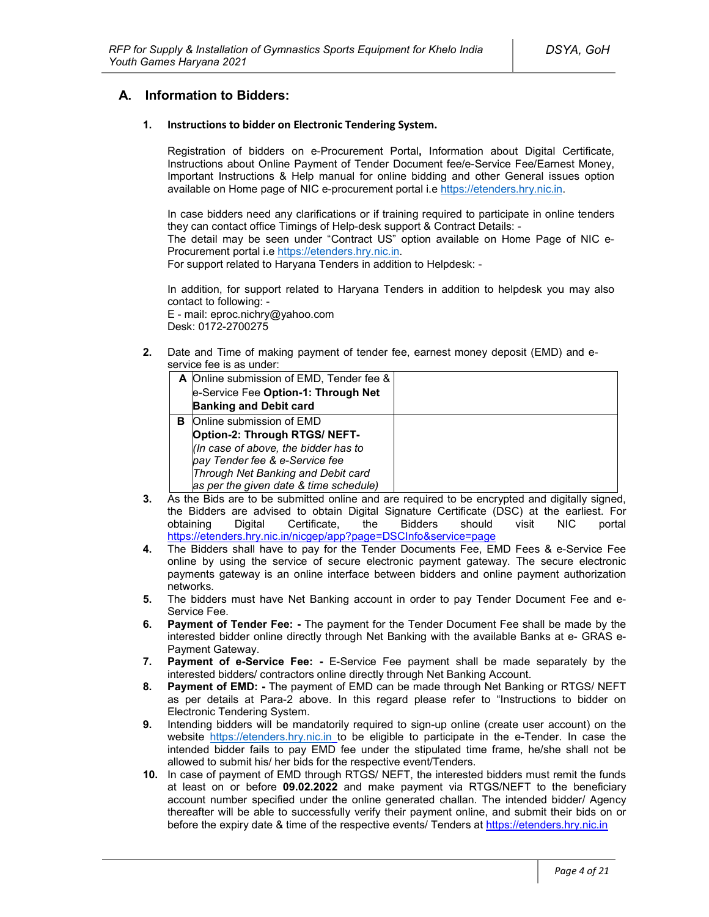## A. Information to Bidders:

### 1. Instructions to bidder on Electronic Tendering System.

Registration of bidders on e-Procurement Portal**,** Information about Digital Certificate, Instructions about Online Payment of Tender Document fee/e-Service Fee/Earnest Money, Important Instructions & Help manual for online bidding and other General issues option available on Home page of NIC e-procurement portal i.e https://etenders.hry.nic.in.

In case bidders need any clarifications or if training required to participate in online tenders they can contact office Timings of Help-desk support & Contract Details: -
The detail may be seen under "Contract US" option available on Home Page of NIC e-Procurement portal i.e https://etenders.hry.nic.in.
For support related to Haryana Tenders in addition to Helpdesk: -

In addition, for support related to Haryana Tenders in addition to helpdesk you may also contact to following: -
E - mail: eproc.nichry@yahoo.com
Desk: 0172-2700275

**2.** Date and Time of making payment of tender fee, earnest money deposit (EMD) and e-service fee is as under:

| | | |
|---|---|---|
| **A** | Online submission of EMD, Tender fee & e-Service Fee **Option-1: Through Net Banking and Debit card** | |
| **B** | Online submission of EMD **Option-2: Through RTGS/ NEFT-** *(In case of above, the bidder has to pay Tender fee & e-Service fee Through Net Banking and Debit card as per the given date & time schedule)* | |

**3.** As the Bids are to be submitted online and are required to be encrypted and digitally signed, the Bidders are advised to obtain Digital Signature Certificate (DSC) at the earliest. For obtaining Digital Certificate, the Bidders should visit NIC portal https://etenders.hry.nic.in/nicgep/app?page=DSCInfo&service=page

**4.** The Bidders shall have to pay for the Tender Documents Fee, EMD Fees & e-Service Fee online by using the service of secure electronic payment gateway. The secure electronic payments gateway is an online interface between bidders and online payment authorization networks.

**5.** The bidders must have Net Banking account in order to pay Tender Document Fee and e-Service Fee.

**6.** **Payment of Tender Fee: -** The payment for the Tender Document Fee shall be made by the interested bidder online directly through Net Banking with the available Banks at e- GRAS e-Payment Gateway.

**7.** **Payment of e-Service Fee: -** E-Service Fee payment shall be made separately by the interested bidders/ contractors online directly through Net Banking Account.

**8.** **Payment of EMD: -** The payment of EMD can be made through Net Banking or RTGS/ NEFT as per details at Para-2 above. In this regard please refer to "Instructions to bidder on Electronic Tendering System.

**9.** Intending bidders will be mandatorily required to sign-up online (create user account) on the website https://etenders.hry.nic.in to be eligible to participate in the e-Tender. In case the intended bidder fails to pay EMD fee under the stipulated time frame, he/she shall not be allowed to submit his/ her bids for the respective event/Tenders.

**10.** In case of payment of EMD through RTGS/ NEFT, the interested bidders must remit the funds at least on or before **09.02.2022** and make payment via RTGS/NEFT to the beneficiary account number specified under the online generated challan. The intended bidder/ Agency thereafter will be able to successfully verify their payment online, and submit their bids on or before the expiry date & time of the respective events/ Tenders at https://etenders.hry.nic.in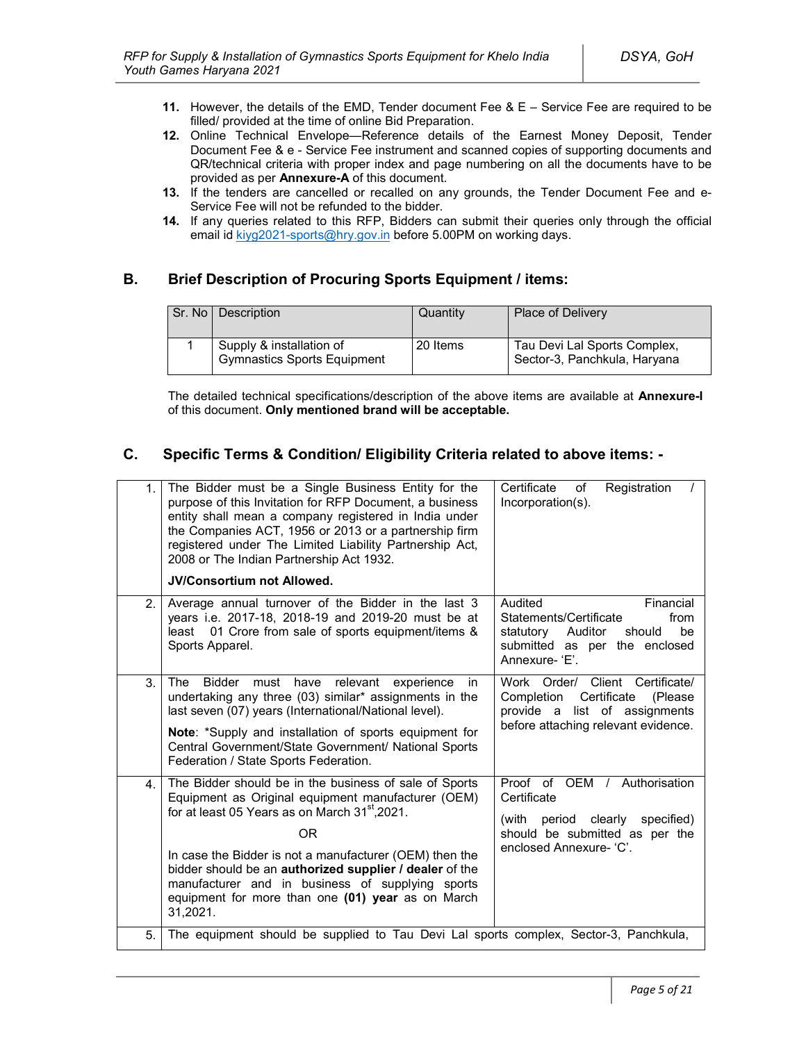11. However, the details of the EMD, Tender document Fee & E – Service Fee are required to be filled/ provided at the time of online Bid Preparation.
12. Online Technical Envelope—Reference details of the Earnest Money Deposit, Tender Document Fee & e - Service Fee instrument and scanned copies of supporting documents and QR/technical criteria with proper index and page numbering on all the documents have to be provided as per **Annexure-A** of this document.
13. If the tenders are cancelled or recalled on any grounds, the Tender Document Fee and e-Service Fee will not be refunded to the bidder.
14. If any queries related to this RFP, Bidders can submit their queries only through the official email id kiyg2021-sports@hry.gov.in before 5.00PM on working days.

## B. Brief Description of Procuring Sports Equipment / items:

| Sr. No | Description | Quantity | Place of Delivery |
|---|---|---|---|
| 1 | Supply & installation of Gymnastics Sports Equipment | 20 Items | Tau Devi Lal Sports Complex, Sector-3, Panchkula, Haryana |

The detailed technical specifications/description of the above items are available at **Annexure-I** of this document. **Only mentioned brand will be acceptable.**

## C. Specific Terms & Condition/ Eligibility Criteria related to above items: -

| | | |
|---|---|---|
| 1. | The Bidder must be a Single Business Entity for the purpose of this Invitation for RFP Document, a business entity shall mean a company registered in India under the Companies ACT, 1956 or 2013 or a partnership firm registered under The Limited Liability Partnership Act, 2008 or The Indian Partnership Act 1932.<br><br>**JV/Consortium not Allowed.** | Certificate of Registration / Incorporation(s). |
| 2. | Average annual turnover of the Bidder in the last 3 years i.e. 2017-18, 2018-19 and 2019-20 must be at least 01 Crore from sale of sports equipment/items & Sports Apparel. | Audited Financial Statements/Certificate from statutory Auditor should be submitted as per the enclosed Annexure- 'E'. |
| 3. | The Bidder must have relevant experience in undertaking any three (03) similar* assignments in the last seven (07) years (International/National level).<br><br>**Note**: *Supply and installation of sports equipment for Central Government/State Government/ National Sports Federation / State Sports Federation. | Work Order/ Client Certificate/ Completion Certificate (Please provide a list of assignments before attaching relevant evidence. |
| 4. | The Bidder should be in the business of sale of Sports Equipment as Original equipment manufacturer (OEM) for at least 05 Years as on March 31st,2021.<br><br>OR<br><br>In case the Bidder is not a manufacturer (OEM) then the bidder should be an **authorized supplier / dealer** of the manufacturer and in business of supplying sports equipment for more than one **(01) year** as on March 31,2021. | Proof of OEM / Authorisation Certificate<br><br>(with period clearly specified) should be submitted as per the enclosed Annexure- 'C'. |
| 5. | The equipment should be supplied to Tau Devi Lal sports complex, Sector-3, Panchkula, | |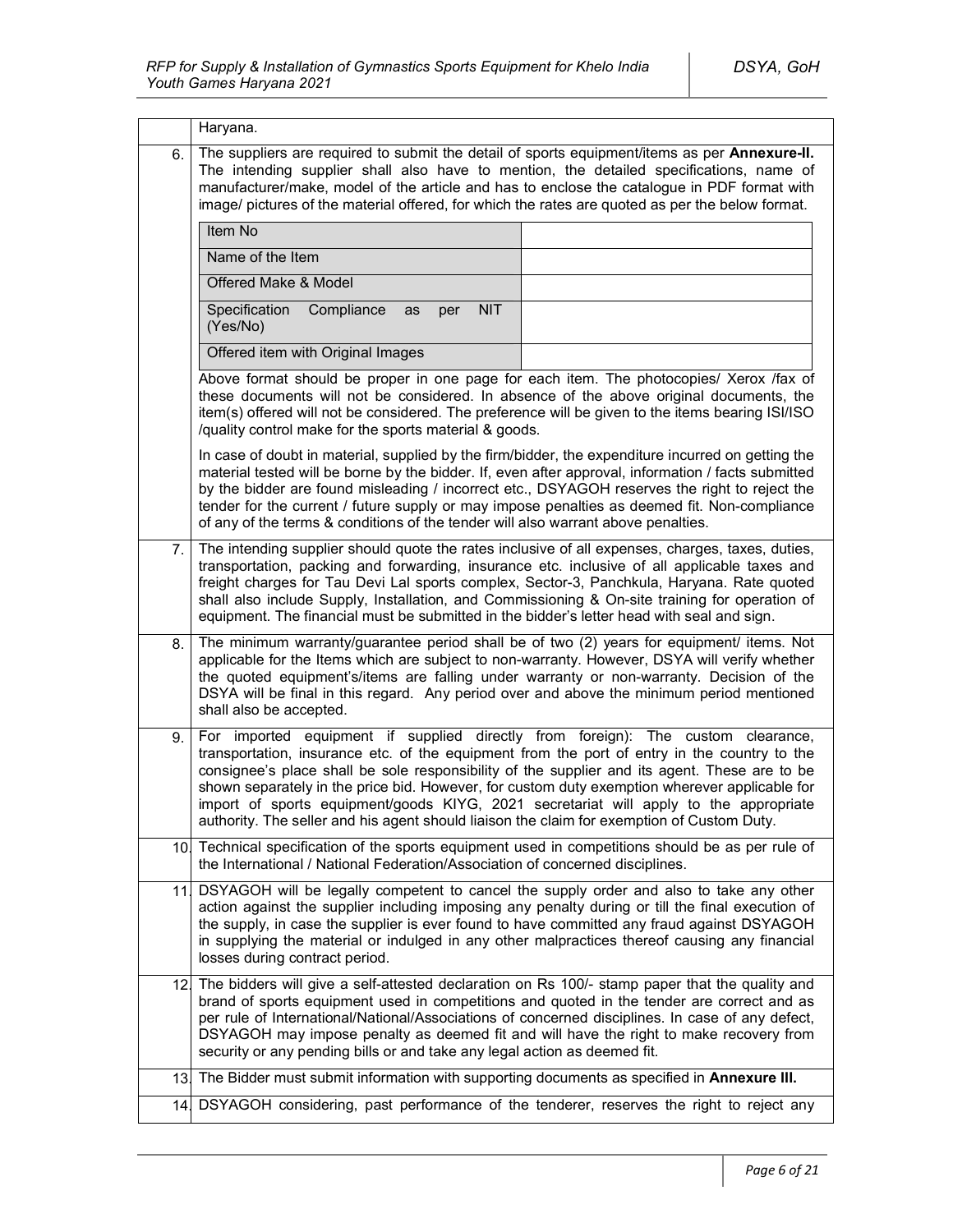| | |
|---|---|
| | Haryana. |
| 6. | The suppliers are required to submit the detail of sports equipment/items as per **Annexure-II.** The intending supplier shall also have to mention, the detailed specifications, name of manufacturer/make, model of the article and has to enclose the catalogue in PDF format with image/ pictures of the material offered, for which the rates are quoted as per the below format. |

| Item No | |
|---|---|
| Name of the Item | |
| Offered Make & Model | |
| Specification Compliance as per NIT (Yes/No) | |
| Offered item with Original Images | |

Above format should be proper in one page for each item. The photocopies/ Xerox /fax of these documents will not be considered. In absence of the above original documents, the item(s) offered will not be considered. The preference will be given to the items bearing ISI/ISO /quality control make for the sports material & goods.

In case of doubt in material, supplied by the firm/bidder, the expenditure incurred on getting the material tested will be borne by the bidder. If, even after approval, information / facts submitted by the bidder are found misleading / incorrect etc., DSYAGOH reserves the right to reject the tender for the current / future supply or may impose penalties as deemed fit. Non-compliance of any of the terms & conditions of the tender will also warrant above penalties.

| | |
|---|---|
| 7. | The intending supplier should quote the rates inclusive of all expenses, charges, taxes, duties, transportation, packing and forwarding, insurance etc. inclusive of all applicable taxes and freight charges for Tau Devi Lal sports complex, Sector-3, Panchkula, Haryana. Rate quoted shall also include Supply, Installation, and Commissioning & On-site training for operation of equipment. The financial must be submitted in the bidder's letter head with seal and sign. |
| 8. | The minimum warranty/guarantee period shall be of two (2) years for equipment/ items. Not applicable for the Items which are subject to non-warranty. However, DSYA will verify whether the quoted equipment's/items are falling under warranty or non-warranty. Decision of the DSYA will be final in this regard. Any period over and above the minimum period mentioned shall also be accepted. |
| 9. | For imported equipment if supplied directly from foreign): The custom clearance, transportation, insurance etc. of the equipment from the port of entry in the country to the consignee's place shall be sole responsibility of the supplier and its agent. These are to be shown separately in the price bid. However, for custom duty exemption wherever applicable for import of sports equipment/goods KIYG, 2021 secretariat will apply to the appropriate authority. The seller and his agent should liaison the claim for exemption of Custom Duty. |
| 10. | Technical specification of the sports equipment used in competitions should be as per rule of the International / National Federation/Association of concerned disciplines. |
| 11. | DSYAGOH will be legally competent to cancel the supply order and also to take any other action against the supplier including imposing any penalty during or till the final execution of the supply, in case the supplier is ever found to have committed any fraud against DSYAGOH in supplying the material or indulged in any other malpractices thereof causing any financial losses during contract period. |
| 12. | The bidders will give a self-attested declaration on Rs 100/- stamp paper that the quality and brand of sports equipment used in competitions and quoted in the tender are correct and as per rule of International/National/Associations of concerned disciplines. In case of any defect, DSYAGOH may impose penalty as deemed fit and will have the right to make recovery from security or any pending bills or and take any legal action as deemed fit. |
| 13. | The Bidder must submit information with supporting documents as specified in **Annexure III.** |
| 14. | DSYAGOH considering, past performance of the tenderer, reserves the right to reject any |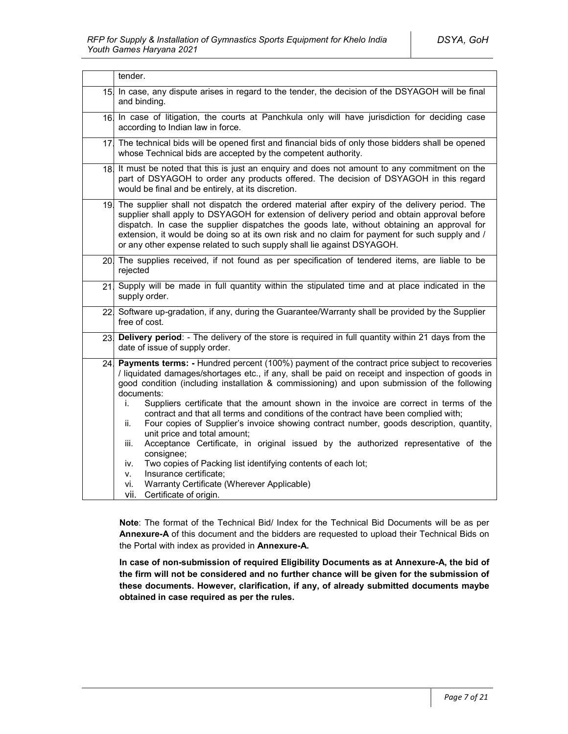| | |
|---|---|
| | tender. |
| 15. | In case, any dispute arises in regard to the tender, the decision of the DSYAGOH will be final and binding. |
| 16. | In case of litigation, the courts at Panchkula only will have jurisdiction for deciding case according to Indian law in force. |
| 17. | The technical bids will be opened first and financial bids of only those bidders shall be opened whose Technical bids are accepted by the competent authority. |
| 18. | It must be noted that this is just an enquiry and does not amount to any commitment on the part of DSYAGOH to order any products offered. The decision of DSYAGOH in this regard would be final and be entirely, at its discretion. |
| 19. | The supplier shall not dispatch the ordered material after expiry of the delivery period. The supplier shall apply to DSYAGOH for extension of delivery period and obtain approval before dispatch. In case the supplier dispatches the goods late, without obtaining an approval for extension, it would be doing so at its own risk and no claim for payment for such supply and / or any other expense related to such supply shall lie against DSYAGOH. |
| 20. | The supplies received, if not found as per specification of tendered items, are liable to be rejected |
| 21. | Supply will be made in full quantity within the stipulated time and at place indicated in the supply order. |
| 22. | Software up-gradation, if any, during the Guarantee/Warranty shall be provided by the Supplier free of cost. |
| 23. | **Delivery period**: - The delivery of the store is required in full quantity within 21 days from the date of issue of supply order. |
| 24. | **Payments terms: -** Hundred percent (100%) payment of the contract price subject to recoveries / liquidated damages/shortages etc., if any, shall be paid on receipt and inspection of goods in good condition (including installation & commissioning) and upon submission of the following documents:<br>i. Suppliers certificate that the amount shown in the invoice are correct in terms of the contract and that all terms and conditions of the contract have been complied with;<br>ii. Four copies of Supplier's invoice showing contract number, goods description, quantity, unit price and total amount;<br>iii. Acceptance Certificate, in original issued by the authorized representative of the consignee;<br>iv. Two copies of Packing list identifying contents of each lot;<br>v. Insurance certificate;<br>vi. Warranty Certificate (Wherever Applicable)<br>vii. Certificate of origin. |

**Note**: The format of the Technical Bid/ Index for the Technical Bid Documents will be as per **Annexure-A** of this document and the bidders are requested to upload their Technical Bids on the Portal with index as provided in **Annexure-A.**

**In case of non-submission of required Eligibility Documents as at Annexure-A, the bid of the firm will not be considered and no further chance will be given for the submission of these documents. However, clarification, if any, of already submitted documents maybe obtained in case required as per the rules.**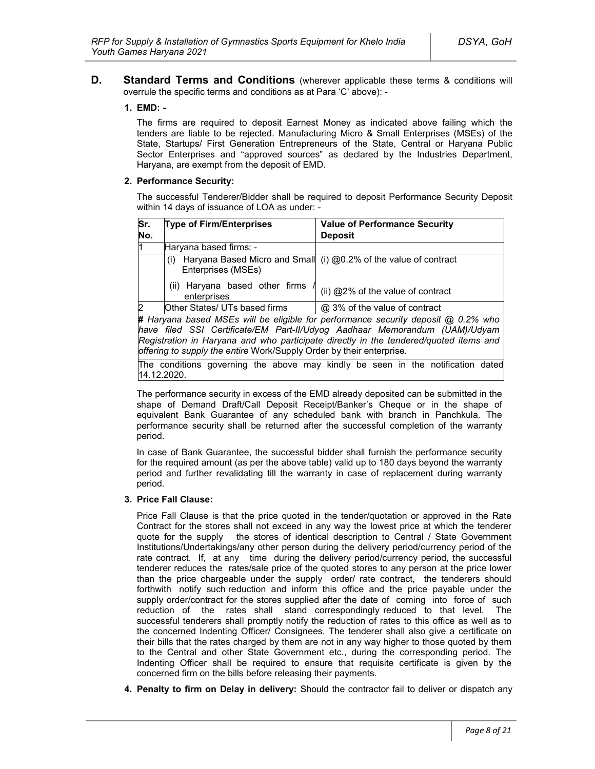**D. Standard Terms and Conditions** (wherever applicable these terms & conditions will overrule the specific terms and conditions as at Para 'C' above): -

**1. EMD: -**

The firms are required to deposit Earnest Money as indicated above failing which the tenders are liable to be rejected. Manufacturing Micro & Small Enterprises (MSEs) of the State, Startups/ First Generation Entrepreneurs of the State, Central or Haryana Public Sector Enterprises and "approved sources" as declared by the Industries Department, Haryana, are exempt from the deposit of EMD.

**2. Performance Security:**

The successful Tenderer/Bidder shall be required to deposit Performance Security Deposit within 14 days of issuance of LOA as under: -

| Sr. No. | Type of Firm/Enterprises | Value of Performance Security Deposit |
|---|---|---|
| 1 | Haryana based firms: - | |
| | (i) Haryana Based Micro and Small Enterprises (MSEs) | (i) @0.2% of the value of contract |
| | (ii) Haryana based other firms / enterprises | (ii) @2% of the value of contract |
| 2 | Other States/ UTs based firms | @ 3% of the value of contract |
| ***#** Haryana based MSEs will be eligible for performance security deposit @ 0.2% who have filed SSI Certificate/EM Part-II/Udyog Aadhaar Memorandum (UAM)/Udyam Registration in Haryana and who participate directly in the tendered/quoted items and offering to supply the entire* Work/Supply Order by their enterprise. | | |
| The conditions governing the above may kindly be seen in the notification dated 14.12.2020. | | |

The performance security in excess of the EMD already deposited can be submitted in the shape of Demand Draft/Call Deposit Receipt/Banker's Cheque or in the shape of equivalent Bank Guarantee of any scheduled bank with branch in Panchkula. The performance security shall be returned after the successful completion of the warranty period.

In case of Bank Guarantee, the successful bidder shall furnish the performance security for the required amount (as per the above table) valid up to 180 days beyond the warranty period and further revalidating till the warranty in case of replacement during warranty period.

**3. Price Fall Clause:**

Price Fall Clause is that the price quoted in the tender/quotation or approved in the Rate Contract for the stores shall not exceed in any way the lowest price at which the tenderer quote for the supply the stores of identical description to Central / State Government Institutions/Undertakings/any other person during the delivery period/currency period of the rate contract. If, at any time during the delivery period/currency period, the successful tenderer reduces the rates/sale price of the quoted stores to any person at the price lower than the price chargeable under the supply order/ rate contract, the tenderers should forthwith notify such reduction and inform this office and the price payable under the supply order/contract for the stores supplied after the date of coming into force of such reduction of the rates shall stand correspondingly reduced to that level. The successful tenderers shall promptly notify the reduction of rates to this office as well as to the concerned Indenting Officer/ Consignees. The tenderer shall also give a certificate on their bills that the rates charged by them are not in any way higher to those quoted by them to the Central and other State Government etc., during the corresponding period. The Indenting Officer shall be required to ensure that requisite certificate is given by the concerned firm on the bills before releasing their payments.

**4. Penalty to firm on Delay in delivery:** Should the contractor fail to deliver or dispatch any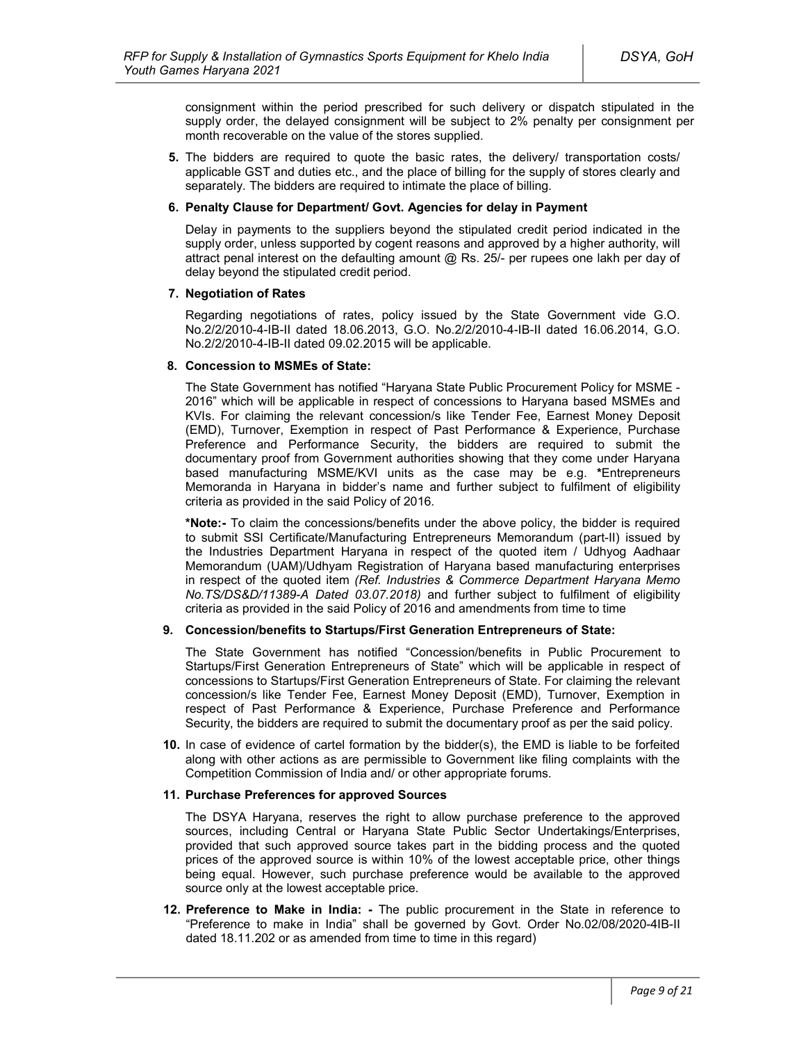consignment within the period prescribed for such delivery or dispatch stipulated in the supply order, the delayed consignment will be subject to 2% penalty per consignment per month recoverable on the value of the stores supplied.

**5.** The bidders are required to quote the basic rates, the delivery/ transportation costs/ applicable GST and duties etc., and the place of billing for the supply of stores clearly and separately. The bidders are required to intimate the place of billing.

**6. Penalty Clause for Department/ Govt. Agencies for delay in Payment**

Delay in payments to the suppliers beyond the stipulated credit period indicated in the supply order, unless supported by cogent reasons and approved by a higher authority, will attract penal interest on the defaulting amount @ Rs. 25/- per rupees one lakh per day of delay beyond the stipulated credit period.

**7. Negotiation of Rates**

Regarding negotiations of rates, policy issued by the State Government vide G.O. No.2/2/2010-4-IB-II dated 18.06.2013, G.O. No.2/2/2010-4-IB-II dated 16.06.2014, G.O. No.2/2/2010-4-IB-II dated 09.02.2015 will be applicable.

**8. Concession to MSMEs of State:**

The State Government has notified "Haryana State Public Procurement Policy for MSME - 2016" which will be applicable in respect of concessions to Haryana based MSMEs and KVIs. For claiming the relevant concession/s like Tender Fee, Earnest Money Deposit (EMD), Turnover, Exemption in respect of Past Performance & Experience, Purchase Preference and Performance Security, the bidders are required to submit the documentary proof from Government authorities showing that they come under Haryana based manufacturing MSME/KVI units as the case may be e.g. **\***Entrepreneurs Memoranda in Haryana in bidder's name and further subject to fulfilment of eligibility criteria as provided in the said Policy of 2016.

**\*Note:-** To claim the concessions/benefits under the above policy, the bidder is required to submit SSI Certificate/Manufacturing Entrepreneurs Memorandum (part-II) issued by the Industries Department Haryana in respect of the quoted item / Udhyog Aadhaar Memorandum (UAM)/Udhyam Registration of Haryana based manufacturing enterprises in respect of the quoted item *(Ref. Industries & Commerce Department Haryana Memo No.TS/DS&D/11389-A Dated 03.07.2018)* and further subject to fulfilment of eligibility criteria as provided in the said Policy of 2016 and amendments from time to time

**9. Concession/benefits to Startups/First Generation Entrepreneurs of State:**

The State Government has notified "Concession/benefits in Public Procurement to Startups/First Generation Entrepreneurs of State" which will be applicable in respect of concessions to Startups/First Generation Entrepreneurs of State. For claiming the relevant concession/s like Tender Fee, Earnest Money Deposit (EMD), Turnover, Exemption in respect of Past Performance & Experience, Purchase Preference and Performance Security, the bidders are required to submit the documentary proof as per the said policy.

**10.** In case of evidence of cartel formation by the bidder(s), the EMD is liable to be forfeited along with other actions as are permissible to Government like filing complaints with the Competition Commission of India and/ or other appropriate forums.

**11. Purchase Preferences for approved Sources**

The DSYA Haryana, reserves the right to allow purchase preference to the approved sources, including Central or Haryana State Public Sector Undertakings/Enterprises, provided that such approved source takes part in the bidding process and the quoted prices of the approved source is within 10% of the lowest acceptable price, other things being equal. However, such purchase preference would be available to the approved source only at the lowest acceptable price.

**12. Preference to Make in India: -** The public procurement in the State in reference to "Preference to make in India" shall be governed by Govt. Order No.02/08/2020-4IB-II dated 18.11.202 or as amended from time to time in this regard)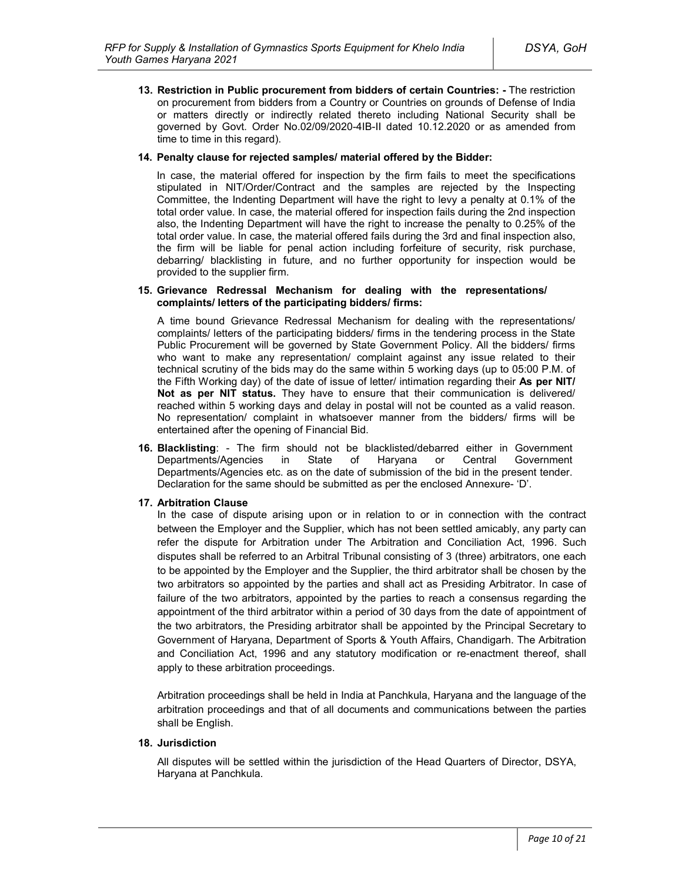13. **Restriction in Public procurement from bidders of certain Countries: -** The restriction on procurement from bidders from a Country or Countries on grounds of Defense of India or matters directly or indirectly related thereto including National Security shall be governed by Govt. Order No.02/09/2020-4IB-II dated 10.12.2020 or as amended from time to time in this regard).

14. **Penalty clause for rejected samples/ material offered by the Bidder:**

    In case, the material offered for inspection by the firm fails to meet the specifications stipulated in NIT/Order/Contract and the samples are rejected by the Inspecting Committee, the Indenting Department will have the right to levy a penalty at 0.1% of the total order value. In case, the material offered for inspection fails during the 2nd inspection also, the Indenting Department will have the right to increase the penalty to 0.25% of the total order value. In case, the material offered fails during the 3rd and final inspection also, the firm will be liable for penal action including forfeiture of security, risk purchase, debarring/ blacklisting in future, and no further opportunity for inspection would be provided to the supplier firm.

15. **Grievance Redressal Mechanism for dealing with the representations/ complaints/ letters of the participating bidders/ firms:**

    A time bound Grievance Redressal Mechanism for dealing with the representations/ complaints/ letters of the participating bidders/ firms in the tendering process in the State Public Procurement will be governed by State Government Policy. All the bidders/ firms who want to make any representation/ complaint against any issue related to their technical scrutiny of the bids may do the same within 5 working days (up to 05:00 P.M. of the Fifth Working day) of the date of issue of letter/ intimation regarding their **As per NIT/ Not as per NIT status.** They have to ensure that their communication is delivered/ reached within 5 working days and delay in postal will not be counted as a valid reason. No representation/ complaint in whatsoever manner from the bidders/ firms will be entertained after the opening of Financial Bid.

16. **Blacklisting**: - The firm should not be blacklisted/debarred either in Government Departments/Agencies in State of Haryana or Central Government Departments/Agencies etc. as on the date of submission of the bid in the present tender. Declaration for the same should be submitted as per the enclosed Annexure- 'D'.

17. **Arbitration Clause**

    In the case of dispute arising upon or in relation to or in connection with the contract between the Employer and the Supplier, which has not been settled amicably, any party can refer the dispute for Arbitration under The Arbitration and Conciliation Act, 1996. Such disputes shall be referred to an Arbitral Tribunal consisting of 3 (three) arbitrators, one each to be appointed by the Employer and the Supplier, the third arbitrator shall be chosen by the two arbitrators so appointed by the parties and shall act as Presiding Arbitrator. In case of failure of the two arbitrators, appointed by the parties to reach a consensus regarding the appointment of the third arbitrator within a period of 30 days from the date of appointment of the two arbitrators, the Presiding arbitrator shall be appointed by the Principal Secretary to Government of Haryana, Department of Sports & Youth Affairs, Chandigarh. The Arbitration and Conciliation Act, 1996 and any statutory modification or re-enactment thereof, shall apply to these arbitration proceedings.

    Arbitration proceedings shall be held in India at Panchkula, Haryana and the language of the arbitration proceedings and that of all documents and communications between the parties shall be English.

18. **Jurisdiction**

    All disputes will be settled within the jurisdiction of the Head Quarters of Director, DSYA, Haryana at Panchkula.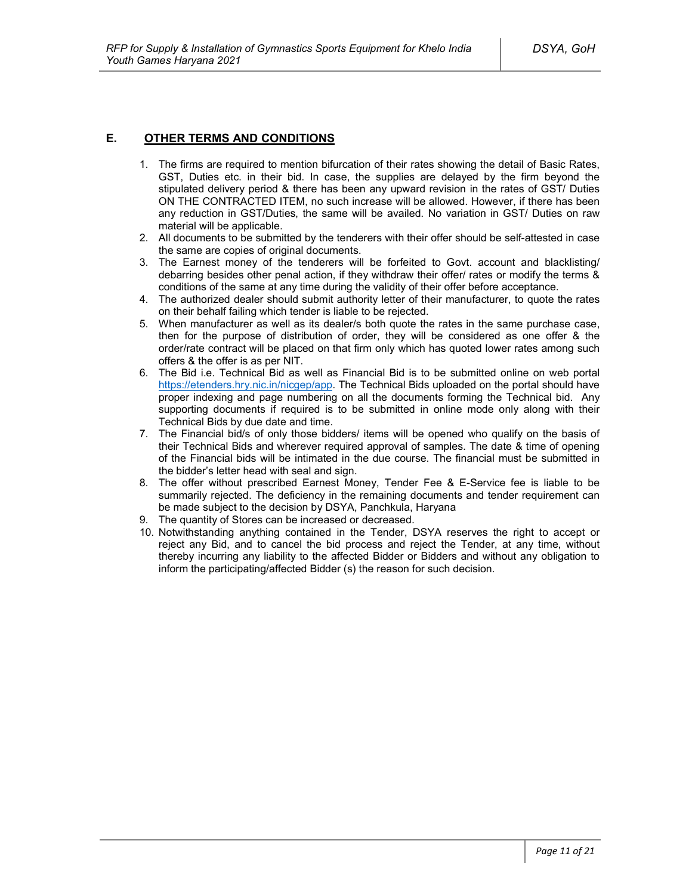## E. OTHER TERMS AND CONDITIONS

1. The firms are required to mention bifurcation of their rates showing the detail of Basic Rates, GST, Duties etc. in their bid. In case, the supplies are delayed by the firm beyond the stipulated delivery period & there has been any upward revision in the rates of GST/ Duties ON THE CONTRACTED ITEM, no such increase will be allowed. However, if there has been any reduction in GST/Duties, the same will be availed. No variation in GST/ Duties on raw material will be applicable.
2. All documents to be submitted by the tenderers with their offer should be self-attested in case the same are copies of original documents.
3. The Earnest money of the tenderers will be forfeited to Govt. account and blacklisting/ debarring besides other penal action, if they withdraw their offer/ rates or modify the terms & conditions of the same at any time during the validity of their offer before acceptance.
4. The authorized dealer should submit authority letter of their manufacturer, to quote the rates on their behalf failing which tender is liable to be rejected.
5. When manufacturer as well as its dealer/s both quote the rates in the same purchase case, then for the purpose of distribution of order, they will be considered as one offer & the order/rate contract will be placed on that firm only which has quoted lower rates among such offers & the offer is as per NIT.
6. The Bid i.e. Technical Bid as well as Financial Bid is to be submitted online on web portal https://etenders.hry.nic.in/nicgep/app. The Technical Bids uploaded on the portal should have proper indexing and page numbering on all the documents forming the Technical bid. Any supporting documents if required is to be submitted in online mode only along with their Technical Bids by due date and time.
7. The Financial bid/s of only those bidders/ items will be opened who qualify on the basis of their Technical Bids and wherever required approval of samples. The date & time of opening of the Financial bids will be intimated in the due course. The financial must be submitted in the bidder's letter head with seal and sign.
8. The offer without prescribed Earnest Money, Tender Fee & E-Service fee is liable to be summarily rejected. The deficiency in the remaining documents and tender requirement can be made subject to the decision by DSYA, Panchkula, Haryana
9. The quantity of Stores can be increased or decreased.
10. Notwithstanding anything contained in the Tender, DSYA reserves the right to accept or reject any Bid, and to cancel the bid process and reject the Tender, at any time, without thereby incurring any liability to the affected Bidder or Bidders and without any obligation to inform the participating/affected Bidder (s) the reason for such decision.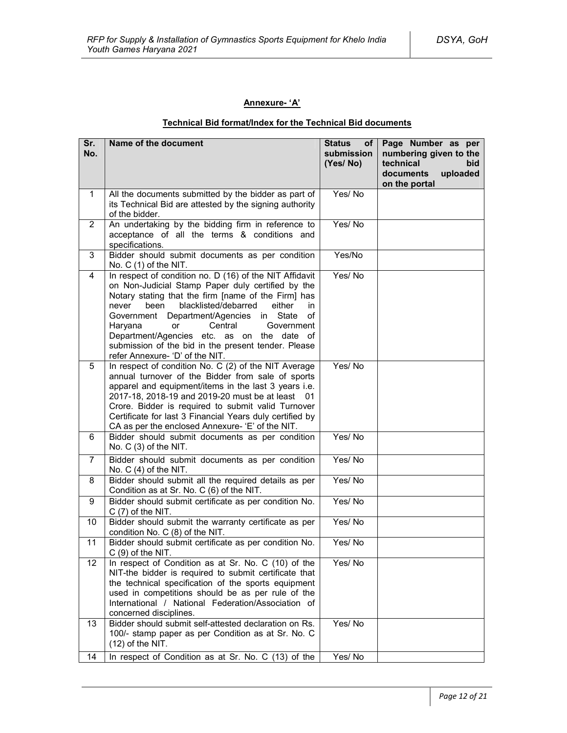## Annexure- 'A'

### Technical Bid format/Index for the Technical Bid documents

| Sr. No. | Name of the document | Status of submission (Yes/ No) | Page Number as per numbering given to the technical bid documents uploaded on the portal |
|---|---|---|---|
| 1 | All the documents submitted by the bidder as part of its Technical Bid are attested by the signing authority of the bidder. | Yes/ No | |
| 2 | An undertaking by the bidding firm in reference to acceptance of all the terms & conditions and specifications. | Yes/ No | |
| 3 | Bidder should submit documents as per condition No. C (1) of the NIT. | Yes/No | |
| 4 | In respect of condition no. D (16) of the NIT Affidavit on Non-Judicial Stamp Paper duly certified by the Notary stating that the firm [name of the Firm] has never been blacklisted/debarred either in Government Department/Agencies in State of Haryana or Central Government Department/Agencies etc. as on the date of submission of the bid in the present tender. Please refer Annexure- 'D' of the NIT. | Yes/ No | |
| 5 | In respect of condition No. C (2) of the NIT Average annual turnover of the Bidder from sale of sports apparel and equipment/items in the last 3 years i.e. 2017-18, 2018-19 and 2019-20 must be at least 01 Crore. Bidder is required to submit valid Turnover Certificate for last 3 Financial Years duly certified by CA as per the enclosed Annexure- 'E' of the NIT. | Yes/ No | |
| 6 | Bidder should submit documents as per condition No. C (3) of the NIT. | Yes/ No | |
| 7 | Bidder should submit documents as per condition No. C (4) of the NIT. | Yes/ No | |
| 8 | Bidder should submit all the required details as per Condition as at Sr. No. C (6) of the NIT. | Yes/ No | |
| 9 | Bidder should submit certificate as per condition No. C (7) of the NIT. | Yes/ No | |
| 10 | Bidder should submit the warranty certificate as per condition No. C (8) of the NIT. | Yes/ No | |
| 11 | Bidder should submit certificate as per condition No. C (9) of the NIT. | Yes/ No | |
| 12 | In respect of Condition as at Sr. No. C (10) of the NIT-the bidder is required to submit certificate that the technical specification of the sports equipment used in competitions should be as per rule of the International / National Federation/Association of concerned disciplines. | Yes/ No | |
| 13 | Bidder should submit self-attested declaration on Rs. 100/- stamp paper as per Condition as at Sr. No. C (12) of the NIT. | Yes/ No | |
| 14 | In respect of Condition as at Sr. No. C (13) of the | Yes/ No | |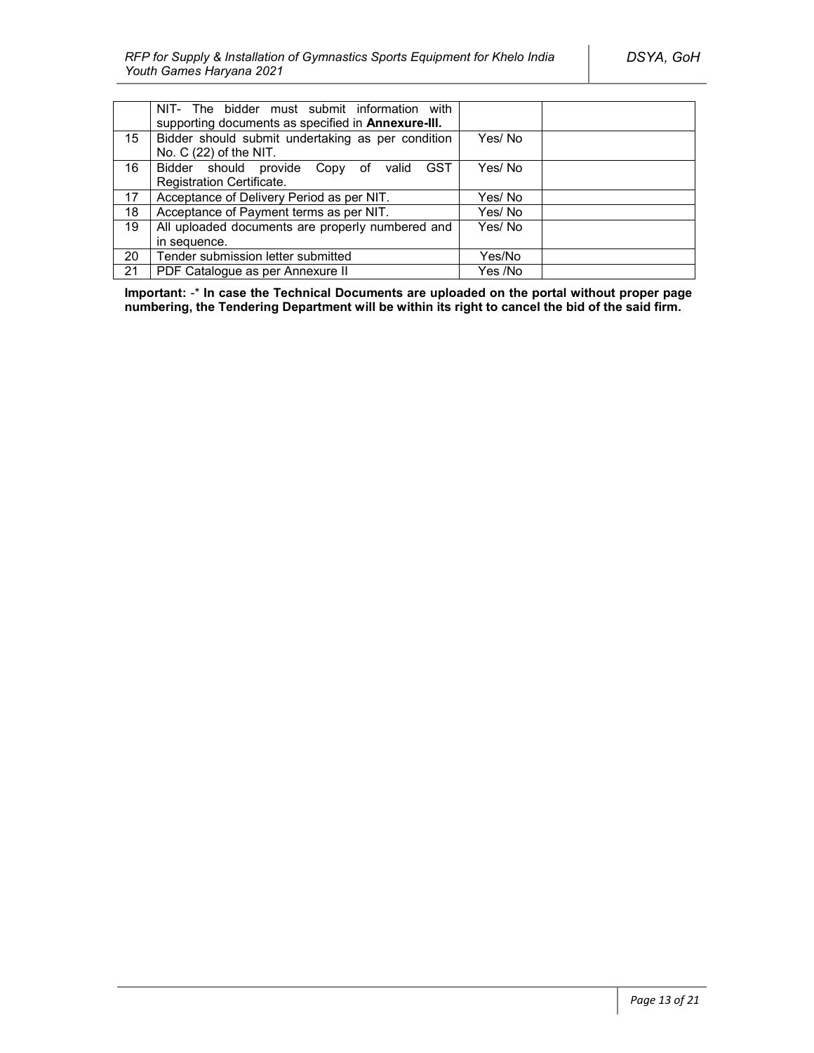|  |  |  |  |
|---|---|---|---|
|  | NIT- The bidder must submit information with supporting documents as specified in **Annexure-III.** |  |  |
| 15 | Bidder should submit undertaking as per condition No. C (22) of the NIT. | Yes/ No |  |
| 16 | Bidder should provide Copy of valid GST Registration Certificate. | Yes/ No |  |
| 17 | Acceptance of Delivery Period as per NIT. | Yes/ No |  |
| 18 | Acceptance of Payment terms as per NIT. | Yes/ No |  |
| 19 | All uploaded documents are properly numbered and in sequence. | Yes/ No |  |
| 20 | Tender submission letter submitted | Yes/No |  |
| 21 | PDF Catalogue as per Annexure II | Yes /No |  |

**Important:** -* **In case the Technical Documents are uploaded on the portal without proper page numbering, the Tendering Department will be within its right to cancel the bid of the said firm.**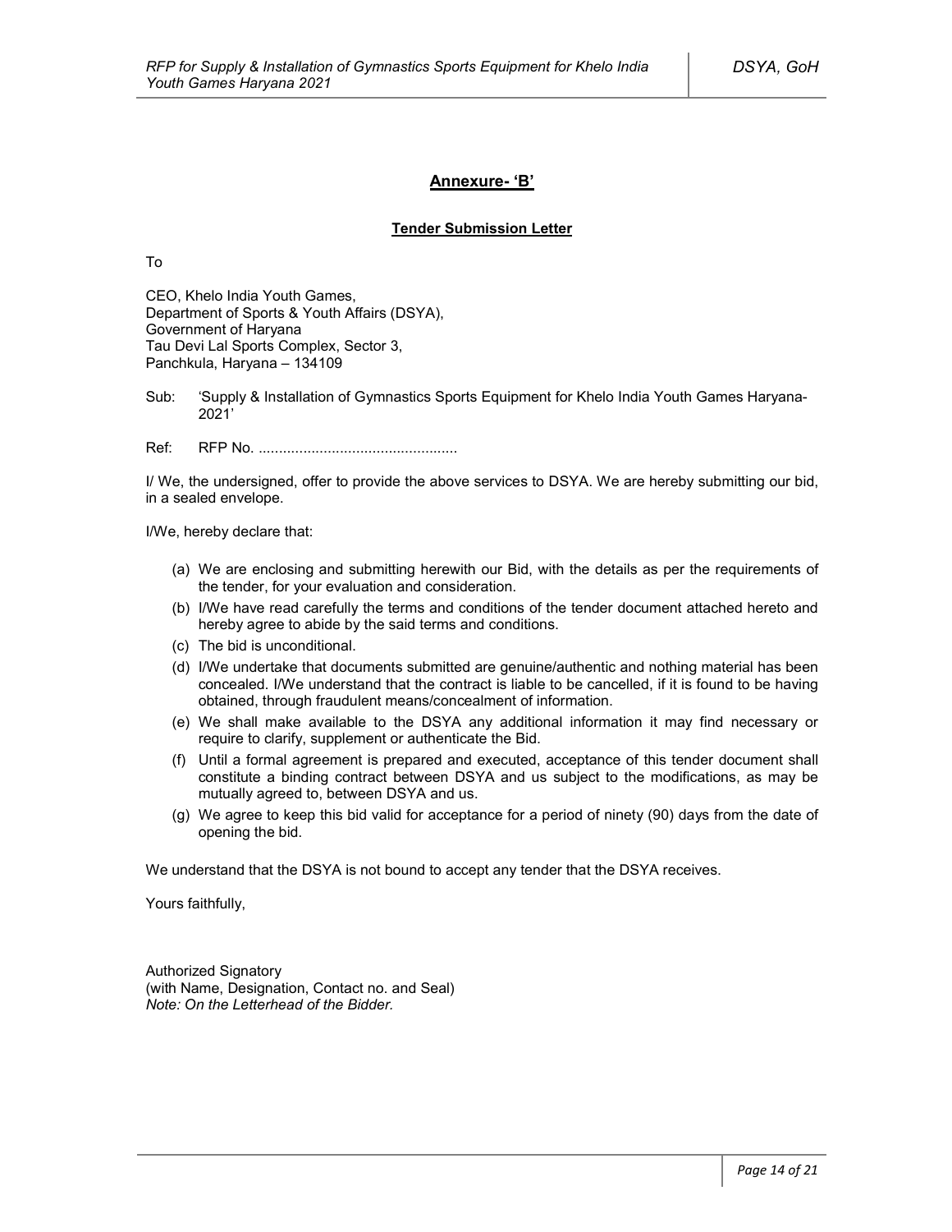## Annexure- 'B'

### Tender Submission Letter

To

CEO, Khelo India Youth Games,
Department of Sports & Youth Affairs (DSYA),
Government of Haryana
Tau Devi Lal Sports Complex, Sector 3,
Panchkula, Haryana – 134109

Sub: 'Supply & Installation of Gymnastics Sports Equipment for Khelo India Youth Games Haryana-2021'

Ref: RFP No. .................................................

I/ We, the undersigned, offer to provide the above services to DSYA. We are hereby submitting our bid, in a sealed envelope.

I/We, hereby declare that:

(a) We are enclosing and submitting herewith our Bid, with the details as per the requirements of the tender, for your evaluation and consideration.
(b) I/We have read carefully the terms and conditions of the tender document attached hereto and hereby agree to abide by the said terms and conditions.
(c) The bid is unconditional.
(d) I/We undertake that documents submitted are genuine/authentic and nothing material has been concealed. I/We understand that the contract is liable to be cancelled, if it is found to be having obtained, through fraudulent means/concealment of information.
(e) We shall make available to the DSYA any additional information it may find necessary or require to clarify, supplement or authenticate the Bid.
(f) Until a formal agreement is prepared and executed, acceptance of this tender document shall constitute a binding contract between DSYA and us subject to the modifications, as may be mutually agreed to, between DSYA and us.
(g) We agree to keep this bid valid for acceptance for a period of ninety (90) days from the date of opening the bid.

We understand that the DSYA is not bound to accept any tender that the DSYA receives.

Yours faithfully,

Authorized Signatory
(with Name, Designation, Contact no. and Seal)
*Note: On the Letterhead of the Bidder.*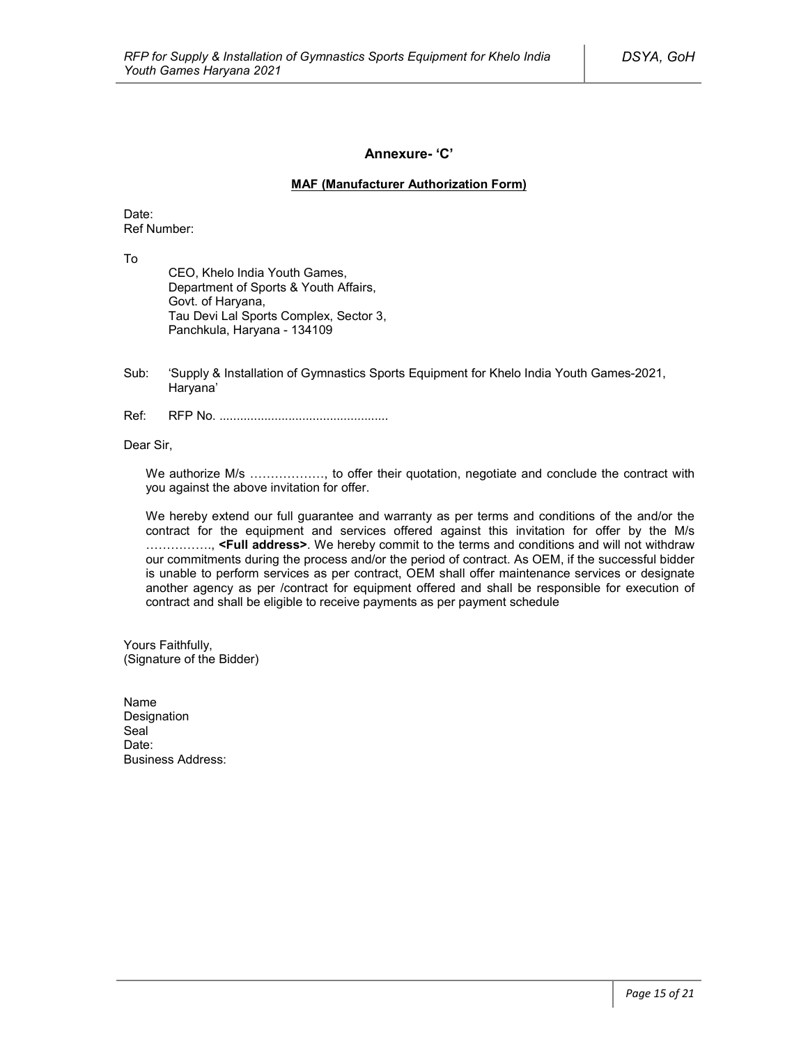## Annexure- 'C'

**MAF (Manufacturer Authorization Form)**

Date:
Ref Number:

To

CEO, Khelo India Youth Games,
Department of Sports & Youth Affairs,
Govt. of Haryana,
Tau Devi Lal Sports Complex, Sector 3,
Panchkula, Haryana - 134109

Sub: 'Supply & Installation of Gymnastics Sports Equipment for Khelo India Youth Games-2021, Haryana'

Ref: RFP No. .................................................

Dear Sir,

We authorize M/s ………………, to offer their quotation, negotiate and conclude the contract with you against the above invitation for offer.

We hereby extend our full guarantee and warranty as per terms and conditions of the and/or the contract for the equipment and services offered against this invitation for offer by the M/s ……………., **<Full address>**. We hereby commit to the terms and conditions and will not withdraw our commitments during the process and/or the period of contract. As OEM, if the successful bidder is unable to perform services as per contract, OEM shall offer maintenance services or designate another agency as per /contract for equipment offered and shall be responsible for execution of contract and shall be eligible to receive payments as per payment schedule

Yours Faithfully,
(Signature of the Bidder)

Name
Designation
Seal
Date:
Business Address: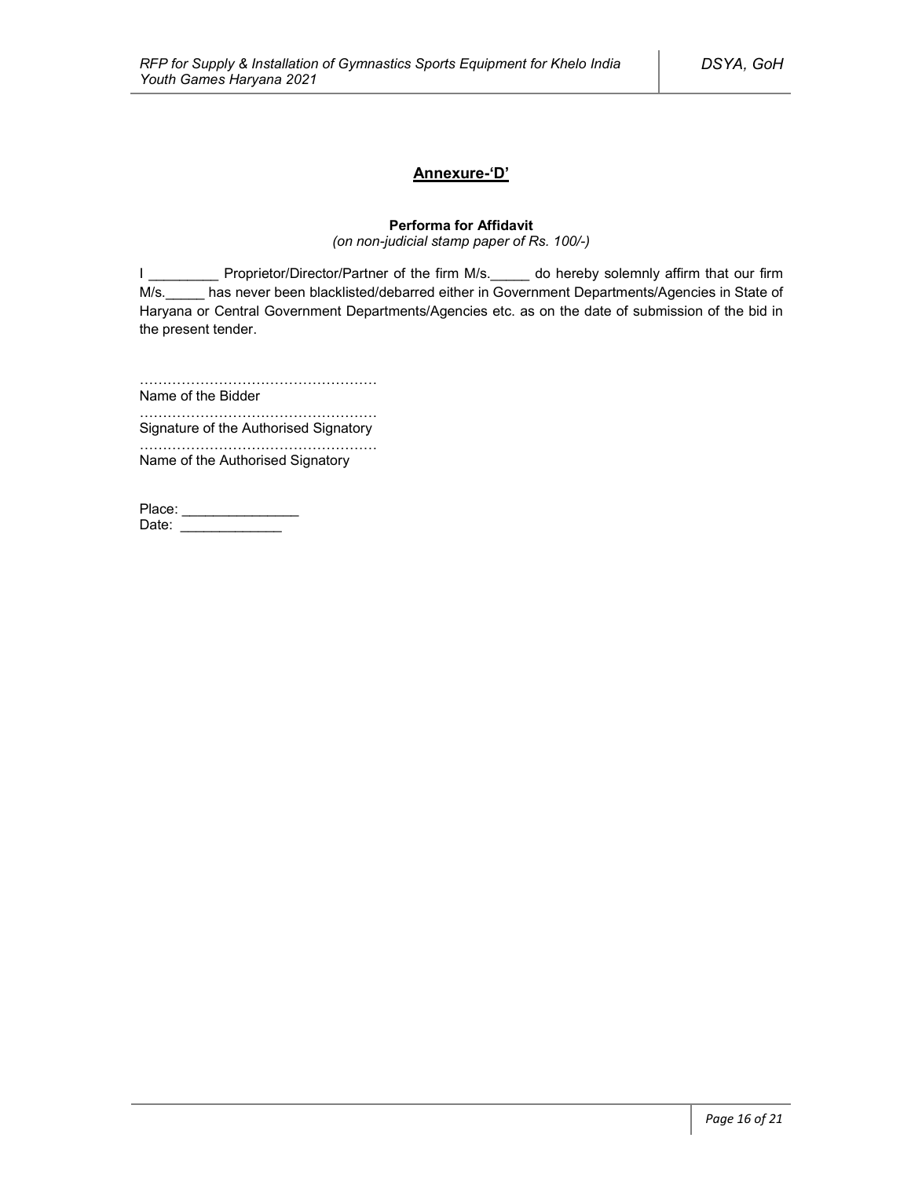## Annexure-'D'

**Performa for Affidavit**

*(on non-judicial stamp paper of Rs. 100/-)*

I _________ Proprietor/Director/Partner of the firm M/s._____ do hereby solemnly affirm that our firm M/s._____ has never been blacklisted/debarred either in Government Departments/Agencies in State of Haryana or Central Government Departments/Agencies etc. as on the date of submission of the bid in the present tender.

……………………………………………
Name of the Bidder

……………………………………………
Signature of the Authorised Signatory

……………………………………………
Name of the Authorised Signatory

Place: _______________
Date: _____________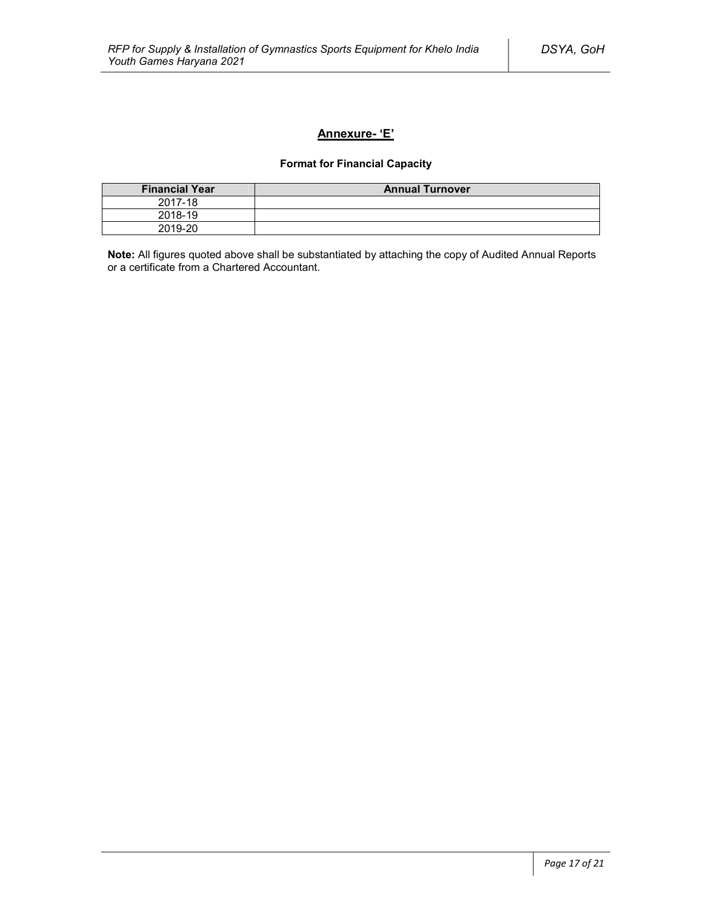## Annexure- 'E'

**Format for Financial Capacity**

| Financial Year | Annual Turnover |
|---|---|
| 2017-18 | |
| 2018-19 | |
| 2019-20 | |

**Note:** All figures quoted above shall be substantiated by attaching the copy of Audited Annual Reports or a certificate from a Chartered Accountant.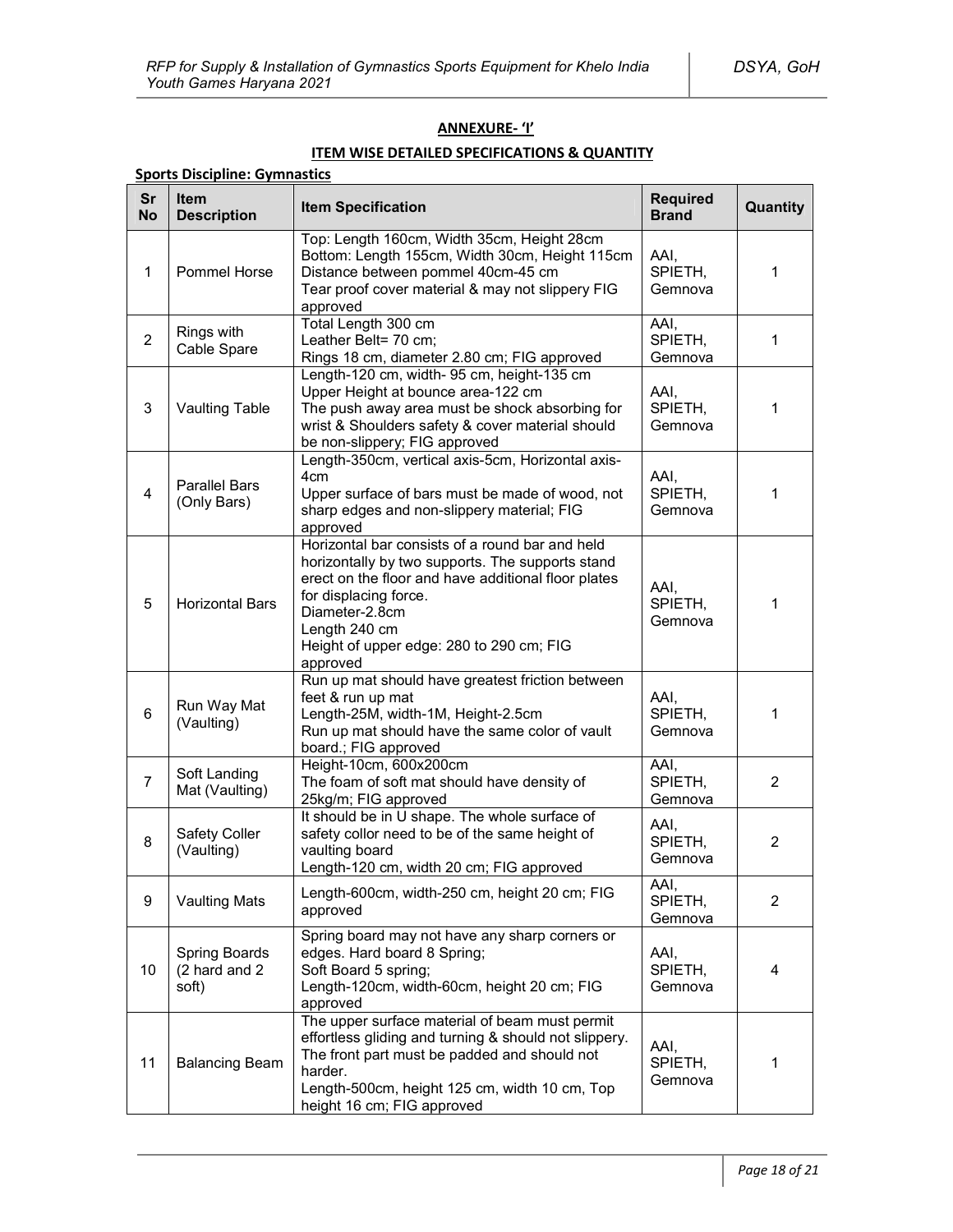**ANNEXURE- 'I'**

**ITEM WISE DETAILED SPECIFICATIONS & QUANTITY**

**Sports Discipline: Gymnastics**

| Sr No | Item Description | Item Specification | Required Brand | Quantity |
|---|---|---|---|---|
| 1 | Pommel Horse | Top: Length 160cm, Width 35cm, Height 28cm<br>Bottom: Length 155cm, Width 30cm, Height 115cm<br>Distance between pommel 40cm-45 cm<br>Tear proof cover material & may not slippery FIG approved | AAI, SPIETH, Gemnova | 1 |
| 2 | Rings with Cable Spare | Total Length 300 cm<br>Leather Belt= 70 cm;<br>Rings 18 cm, diameter 2.80 cm; FIG approved | AAI, SPIETH, Gemnova | 1 |
| 3 | Vaulting Table | Length-120 cm, width- 95 cm, height-135 cm<br>Upper Height at bounce area-122 cm<br>The push away area must be shock absorbing for wrist & Shoulders safety & cover material should be non-slippery; FIG approved | AAI, SPIETH, Gemnova | 1 |
| 4 | Parallel Bars (Only Bars) | Length-350cm, vertical axis-5cm, Horizontal axis-4cm<br>Upper surface of bars must be made of wood, not sharp edges and non-slippery material; FIG approved | AAI, SPIETH, Gemnova | 1 |
| 5 | Horizontal Bars | Horizontal bar consists of a round bar and held horizontally by two supports. The supports stand erect on the floor and have additional floor plates for displacing force.<br>Diameter-2.8cm<br>Length 240 cm<br>Height of upper edge: 280 to 290 cm; FIG approved | AAI, SPIETH, Gemnova | 1 |
| 6 | Run Way Mat (Vaulting) | Run up mat should have greatest friction between feet & run up mat<br>Length-25M, width-1M, Height-2.5cm<br>Run up mat should have the same color of vault board.; FIG approved | AAI, SPIETH, Gemnova | 1 |
| 7 | Soft Landing Mat (Vaulting) | Height-10cm, 600x200cm<br>The foam of soft mat should have density of 25kg/m; FIG approved | AAI, SPIETH, Gemnova | 2 |
| 8 | Safety Coller (Vaulting) | It should be in U shape. The whole surface of safety collor need to be of the same height of vaulting board<br>Length-120 cm, width 20 cm; FIG approved | AAI, SPIETH, Gemnova | 2 |
| 9 | Vaulting Mats | Length-600cm, width-250 cm, height 20 cm; FIG approved | AAI, SPIETH, Gemnova | 2 |
| 10 | Spring Boards (2 hard and 2 soft) | Spring board may not have any sharp corners or edges. Hard board 8 Spring;<br>Soft Board 5 spring;<br>Length-120cm, width-60cm, height 20 cm; FIG approved | AAI, SPIETH, Gemnova | 4 |
| 11 | Balancing Beam | The upper surface material of beam must permit effortless gliding and turning & should not slippery. The front part must be padded and should not harder.<br>Length-500cm, height 125 cm, width 10 cm, Top height 16 cm; FIG approved | AAI, SPIETH, Gemnova | 1 |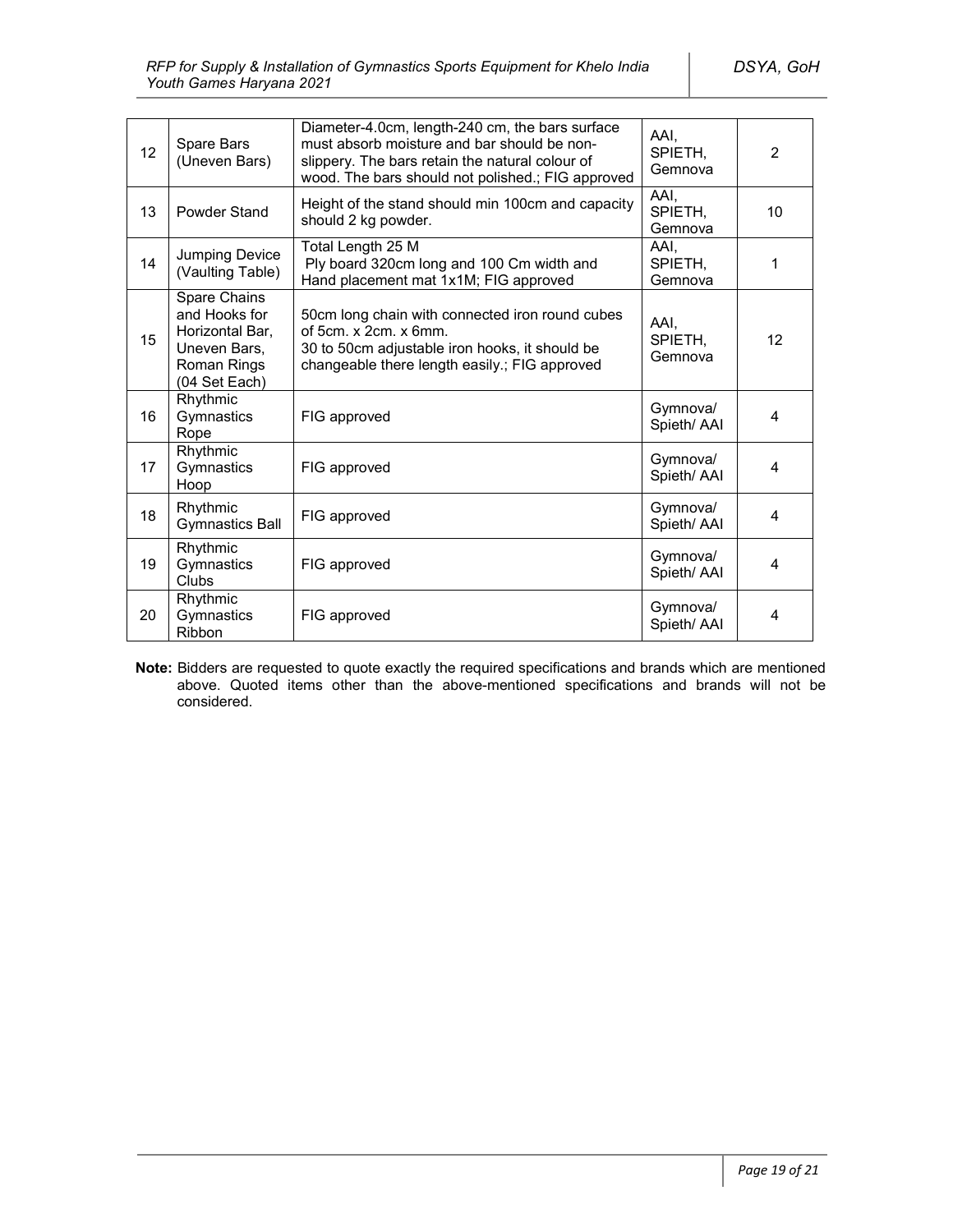| 12 | Spare Bars (Uneven Bars) | Diameter-4.0cm, length-240 cm, the bars surface must absorb moisture and bar should be non-slippery. The bars retain the natural colour of wood. The bars should not polished.; FIG approved | AAI, SPIETH, Gemnova | 2 |
|---|---|---|---|---|
| 13 | Powder Stand | Height of the stand should min 100cm and capacity should 2 kg powder. | AAI, SPIETH, Gemnova | 10 |
| 14 | Jumping Device (Vaulting Table) | Total Length 25 M<br>Ply board 320cm long and 100 Cm width and Hand placement mat 1x1M; FIG approved | AAI, SPIETH, Gemnova | 1 |
| 15 | Spare Chains and Hooks for Horizontal Bar, Uneven Bars, Roman Rings (04 Set Each) | 50cm long chain with connected iron round cubes of 5cm. x 2cm. x 6mm.<br>30 to 50cm adjustable iron hooks, it should be changeable there length easily.; FIG approved | AAI, SPIETH, Gemnova | 12 |
| 16 | Rhythmic Gymnastics Rope | FIG approved | Gymnova/ Spieth/ AAI | 4 |
| 17 | Rhythmic Gymnastics Hoop | FIG approved | Gymnova/ Spieth/ AAI | 4 |
| 18 | Rhythmic Gymnastics Ball | FIG approved | Gymnova/ Spieth/ AAI | 4 |
| 19 | Rhythmic Gymnastics Clubs | FIG approved | Gymnova/ Spieth/ AAI | 4 |
| 20 | Rhythmic Gymnastics Ribbon | FIG approved | Gymnova/ Spieth/ AAI | 4 |

**Note:** Bidders are requested to quote exactly the required specifications and brands which are mentioned above. Quoted items other than the above-mentioned specifications and brands will not be considered.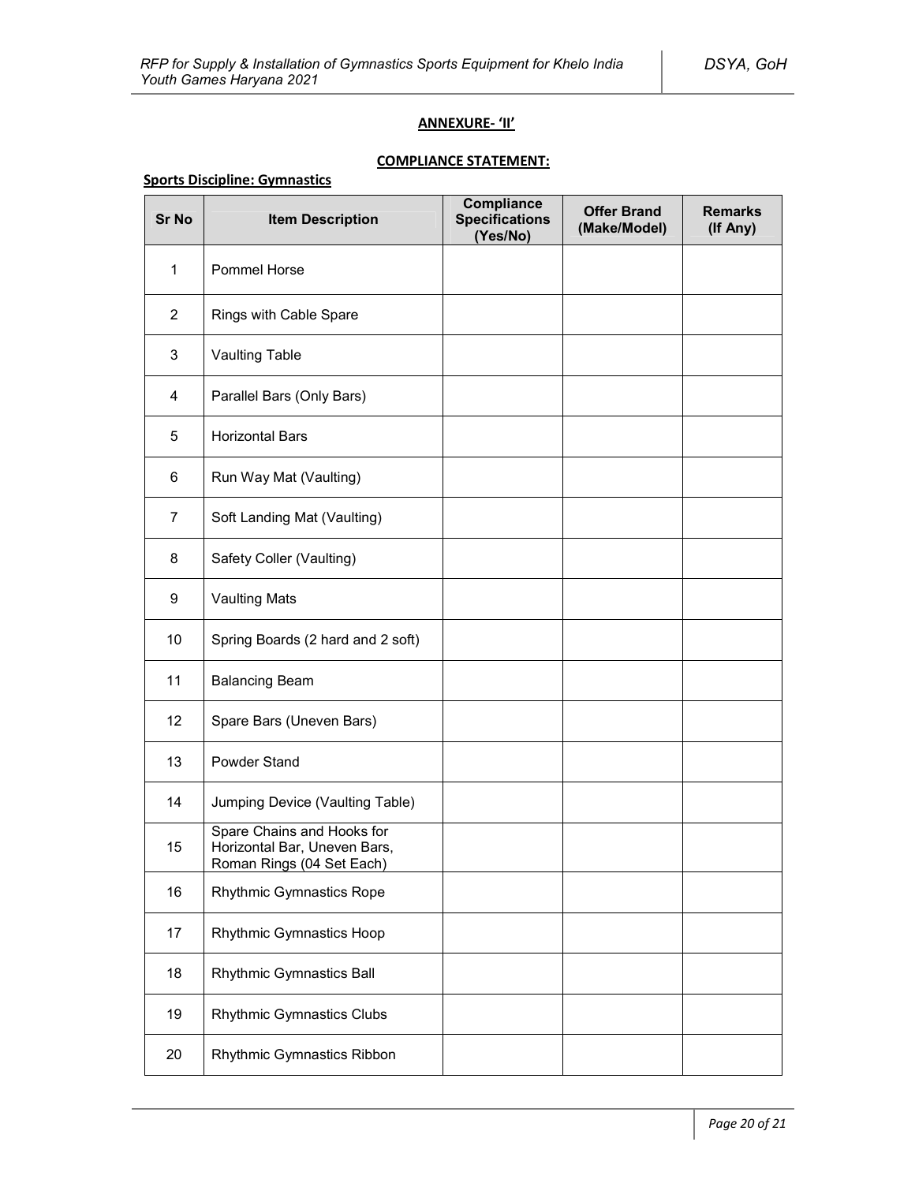**ANNEXURE- 'II'**

**COMPLIANCE STATEMENT:**

**Sports Discipline: Gymnastics**

| Sr No | Item Description | Compliance Specifications (Yes/No) | Offer Brand (Make/Model) | Remarks (If Any) |
|---|---|---|---|---|
| 1 | Pommel Horse | | | |
| 2 | Rings with Cable Spare | | | |
| 3 | Vaulting Table | | | |
| 4 | Parallel Bars (Only Bars) | | | |
| 5 | Horizontal Bars | | | |
| 6 | Run Way Mat (Vaulting) | | | |
| 7 | Soft Landing Mat (Vaulting) | | | |
| 8 | Safety Coller (Vaulting) | | | |
| 9 | Vaulting Mats | | | |
| 10 | Spring Boards (2 hard and 2 soft) | | | |
| 11 | Balancing Beam | | | |
| 12 | Spare Bars (Uneven Bars) | | | |
| 13 | Powder Stand | | | |
| 14 | Jumping Device (Vaulting Table) | | | |
| 15 | Spare Chains and Hooks for Horizontal Bar, Uneven Bars, Roman Rings (04 Set Each) | | | |
| 16 | Rhythmic Gymnastics Rope | | | |
| 17 | Rhythmic Gymnastics Hoop | | | |
| 18 | Rhythmic Gymnastics Ball | | | |
| 19 | Rhythmic Gymnastics Clubs | | | |
| 20 | Rhythmic Gymnastics Ribbon | | | |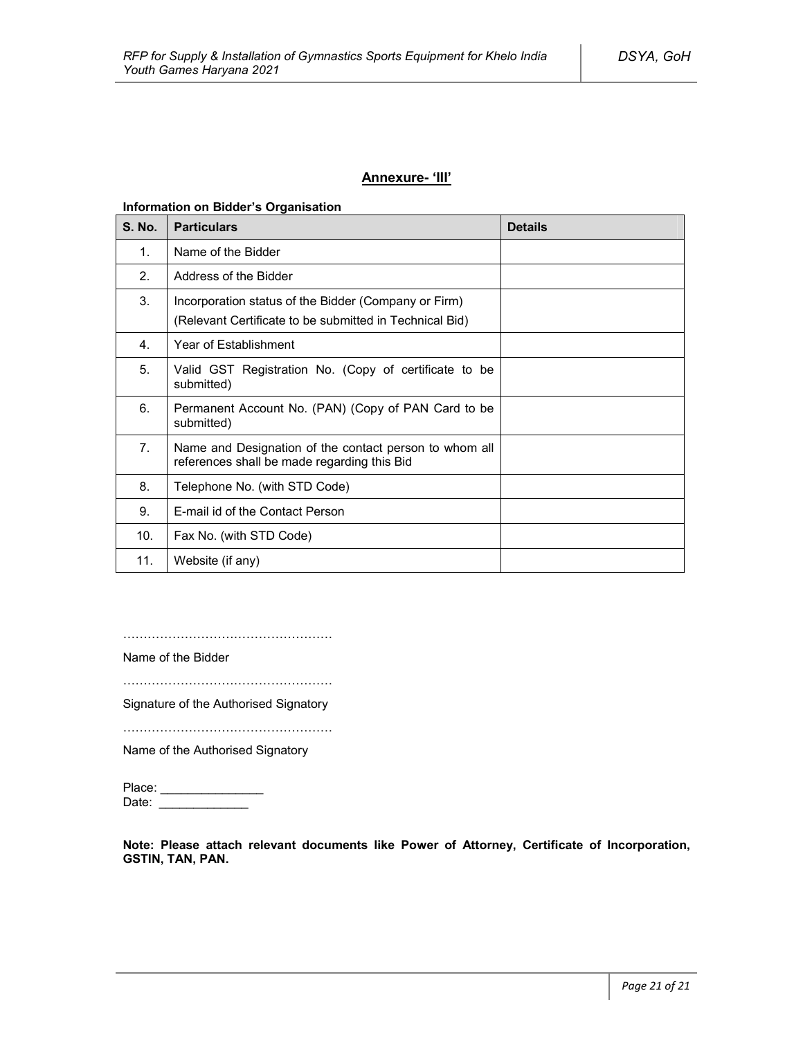## Annexure- 'III'

**Information on Bidder's Organisation**

| S. No. | Particulars | Details |
|---|---|---|
| 1. | Name of the Bidder | |
| 2. | Address of the Bidder | |
| 3. | Incorporation status of the Bidder (Company or Firm)<br>(Relevant Certificate to be submitted in Technical Bid) | |
| 4. | Year of Establishment | |
| 5. | Valid GST Registration No. (Copy of certificate to be submitted) | |
| 6. | Permanent Account No. (PAN) (Copy of PAN Card to be submitted) | |
| 7. | Name and Designation of the contact person to whom all references shall be made regarding this Bid | |
| 8. | Telephone No. (with STD Code) | |
| 9. | E-mail id of the Contact Person | |
| 10. | Fax No. (with STD Code) | |
| 11. | Website (if any) | |

……………………………………………

Name of the Bidder

……………………………………………

Signature of the Authorised Signatory

……………………………………………

Name of the Authorised Signatory

Place: _______________

Date: _____________

**Note: Please attach relevant documents like Power of Attorney, Certificate of Incorporation, GSTIN, TAN, PAN.**